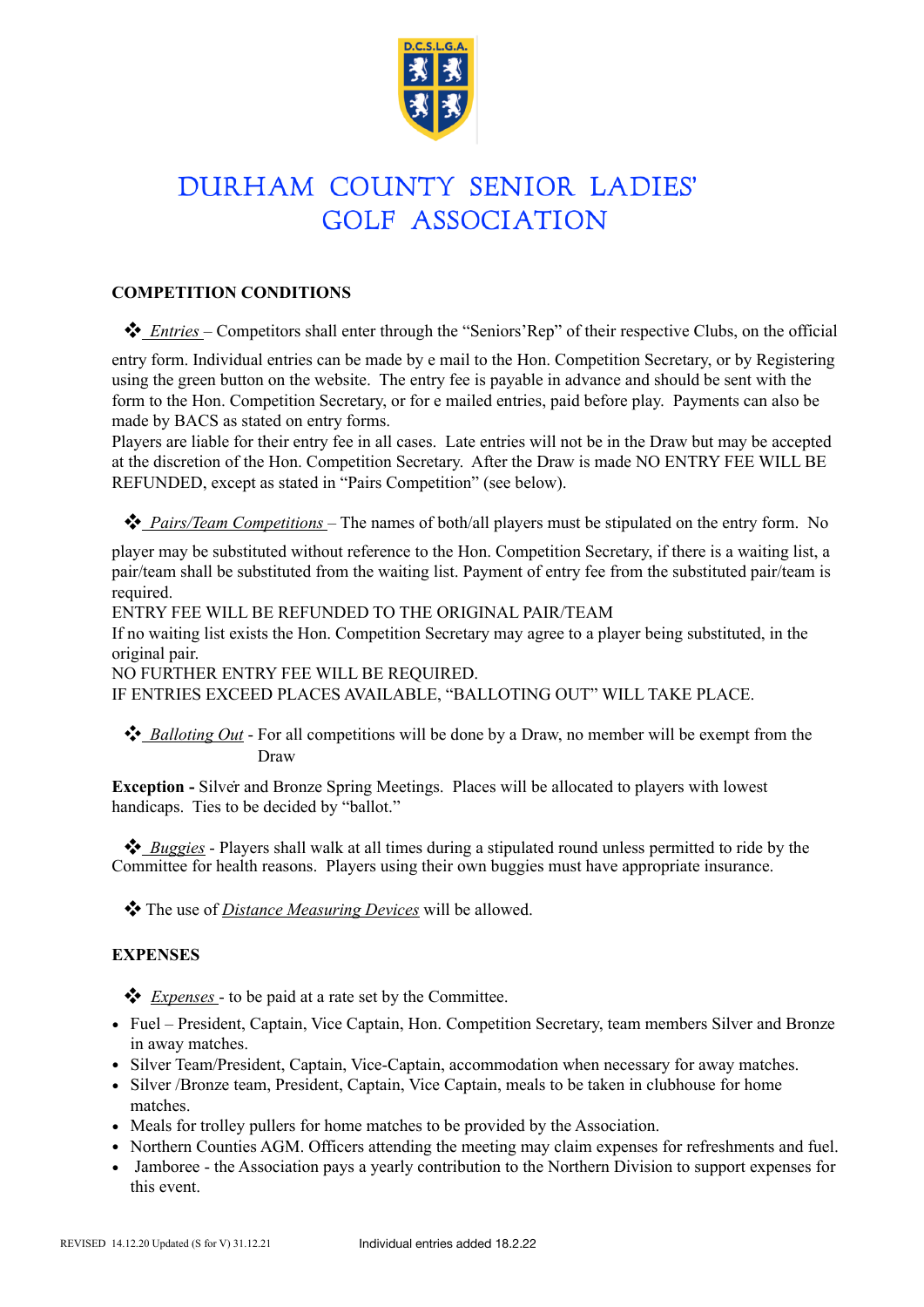# DURHAM COUNTY SENIOR LADIES' GOLF ASSOCIATION

## COMPETITION CONDITIONS

❖ *Entries* – Competitors shall enter through the "Seniors'Rep" of their respective Clubs, on the official entry form. Individual entries can be made by e mail to the Hon. Competition Secretary, or by Registering using the green button on the website. The entry fee is payable in advance and should be sent with the form to the Hon. Competition Secretary, or for e mailed entries, paid before play. Payments can also be made by BACS as stated on entry forms.
Players are liable for their entry fee in all cases. Late entries will not be in the Draw but may be accepted at the discretion of the Hon. Competition Secretary. After the Draw is made NO ENTRY FEE WILL BE REFUNDED, except as stated in "Pairs Competition" (see below).

❖ *Pairs/Team Competitions* – The names of both/all players must be stipulated on the entry form. No player may be substituted without reference to the Hon. Competition Secretary, if there is a waiting list, a pair/team shall be substituted from the waiting list. Payment of entry fee from the substituted pair/team is required.
ENTRY FEE WILL BE REFUNDED TO THE ORIGINAL PAIR/TEAM
If no waiting list exists the Hon. Competition Secretary may agree to a player being substituted, in the original pair.
NO FURTHER ENTRY FEE WILL BE REQUIRED.
IF ENTRIES EXCEED PLACES AVAILABLE, "BALLOTING OUT" WILL TAKE PLACE.

❖ *Balloting Out* - For all competitions will be done by a Draw, no member will be exempt from the Draw

**Exception -** Silver and Bronze Spring Meetings. Places will be allocated to players with lowest handicaps. Ties to be decided by "ballot."

❖ *Buggies* - Players shall walk at all times during a stipulated round unless permitted to ride by the Committee for health reasons. Players using their own buggies must have appropriate insurance.

❖ The use of *Distance Measuring Devices* will be allowed.

## EXPENSES

❖ *Expenses* - to be paid at a rate set by the Committee.

- Fuel – President, Captain, Vice Captain, Hon. Competition Secretary, team members Silver and Bronze in away matches.
- Silver Team/President, Captain, Vice-Captain, accommodation when necessary for away matches.
- Silver /Bronze team, President, Captain, Vice Captain, meals to be taken in clubhouse for home matches.
- Meals for trolley pullers for home matches to be provided by the Association.
- Northern Counties AGM. Officers attending the meeting may claim expenses for refreshments and fuel.
- Jamboree - the Association pays a yearly contribution to the Northern Division to support expenses for this event.

REVISED 14.12.20 Updated (S for V) 31.12.21 Individual entries added 18.2.22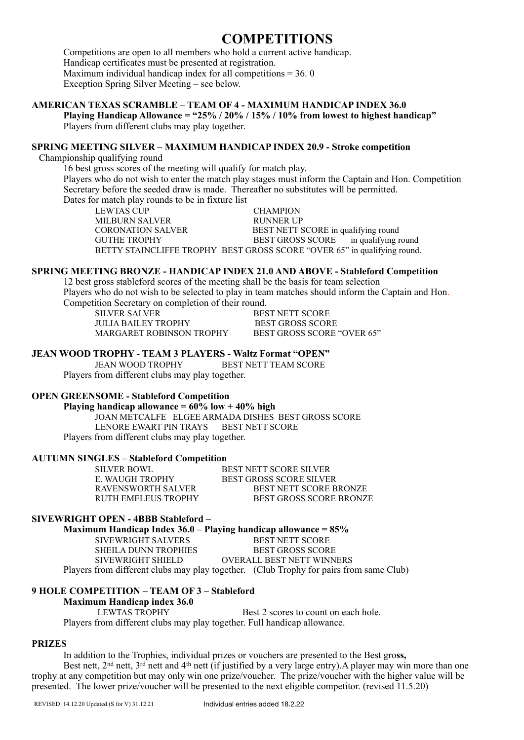# COMPETITIONS

Competitions are open to all members who hold a current active handicap.
Handicap certificates must be presented at registration.
Maximum individual handicap index for all competitions = 36. 0
Exception Spring Silver Meeting – see below.

## AMERICAN TEXAS SCRAMBLE – TEAM OF 4 - MAXIMUM HANDICAP INDEX 36.0

**Playing Handicap Allowance = "25% / 20% / 15% / 10% from lowest to highest handicap"**
Players from different clubs may play together.

## SPRING MEETING SILVER – MAXIMUM HANDICAP INDEX 20.9 - Stroke competition

Championship qualifying round

16 best gross scores of the meeting will qualify for match play.
Players who do not wish to enter the match play stages must inform the Captain and Hon. Competition Secretary before the seeded draw is made. Thereafter no substitutes will be permitted.
Dates for match play rounds to be in fixture list

| | |
|---|---|
| LEWTAS CUP | CHAMPION |
| MILBURN SALVER | RUNNER UP |
| CORONATION SALVER | BEST NETT SCORE in qualifying round |
| GUTHE TROPHY | BEST GROSS SCORE in qualifying round |
| BETTY STAINCLIFFE TROPHY | BEST GROSS SCORE "OVER 65" in qualifying round. |

## SPRING MEETING BRONZE - HANDICAP INDEX 21.0 AND ABOVE - Stableford Competition

12 best gross stableford scores of the meeting shall be the basis for team selection
Players who do not wish to be selected to play in team matches should inform the Captain and Hon. Competition Secretary on completion of their round.

| | |
|---|---|
| SILVER SALVER | BEST NETT SCORE |
| JULIA BAILEY TROPHY | BEST GROSS SCORE |
| MARGARET ROBINSON TROPHY | BEST GROSS SCORE "OVER 65" |

## JEAN WOOD TROPHY - TEAM 3 PLAYERS - Waltz Format "OPEN"

JEAN WOOD TROPHY BEST NETT TEAM SCORE
Players from different clubs may play together.

## OPEN GREENSOME - Stableford Competition

**Playing handicap allowance = 60% low + 40% high**

| | |
|---|---|
| JOAN METCALFE ELGEE ARMADA DISHES | BEST GROSS SCORE |
| LENORE EWART PIN TRAYS | BEST NETT SCORE |

Players from different clubs may play together.

## AUTUMN SINGLES – Stableford Competition

| | |
|---|---|
| SILVER BOWL | BEST NETT SCORE SILVER |
| E. WAUGH TROPHY | BEST GROSS SCORE SILVER |
| RAVENSWORTH SALVER | BEST NETT SCORE BRONZE |
| RUTH EMELEUS TROPHY | BEST GROSS SCORE BRONZE |

## SIVEWRIGHT OPEN - 4BBB Stableford –

**Maximum Handicap Index 36.0 – Playing handicap allowance = 85%**

| | |
|---|---|
| SIVEWRIGHT SALVERS | BEST NETT SCORE |
| SHEILA DUNN TROPHIES | BEST GROSS SCORE |
| SIVEWRIGHT SHIELD | OVERALL BEST NETT WINNERS |

Players from different clubs may play together. (Club Trophy for pairs from same Club)

## 9 HOLE COMPETITION – TEAM OF 3 – Stableford

**Maximum Handicap index 36.0**

LEWTAS TROPHY Best 2 scores to count on each hole.
Players from different clubs may play together. Full handicap allowance.

## PRIZES

In addition to the Trophies, individual prizes or vouchers are presented to the Best gross,
Best nett, 2nd nett, 3rd nett and 4th nett (if justified by a very large entry).A player may win more than one trophy at any competition but may only win one prize/voucher. The prize/voucher with the higher value will be presented. The lower prize/voucher will be presented to the next eligible competitor. (revised 11.5.20)

REVISED 14.12.20 Updated (S for V) 31.12.21 Individual entries added 18.2.22